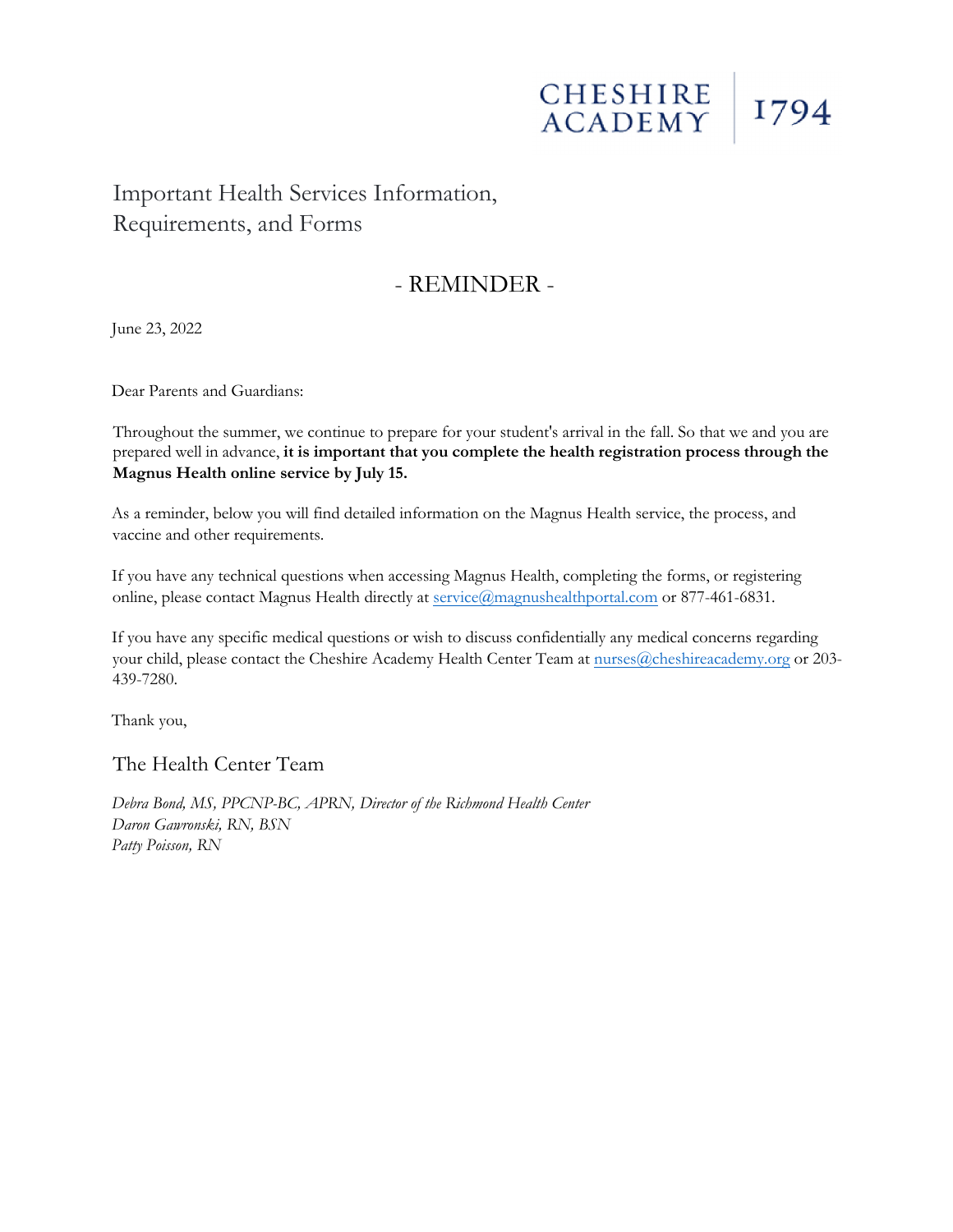CHESHIRE ACADEMY | 1794

# Important Health Services Information, Requirements, and Forms

## - REMINDER -

June 23, 2022

Dear Parents and Guardians:

Throughout the summer, we continue to prepare for your student's arrival in the fall. So that we and you are prepared well in advance, **it is important that you complete the health registration process through the Magnus Health online service by July 15.**

As a reminder, below you will find detailed information on the Magnus Health service, the process, and vaccine and other requirements.

If you have any technical questions when accessing Magnus Health, completing the forms, or registering online, please contact Magnus Health directly at service@magnushealthportal.com or 877-461-6831.

If you have any specific medical questions or wish to discuss confidentially any medical concerns regarding your child, please contact the Cheshire Academy Health Center Team at nurses@cheshireacademy.org or 203-439-7280.

Thank you,

The Health Center Team

*Debra Bond, MS, PPCNP-BC, APRN, Director of the Richmond Health Center*
*Daron Gawronski, RN, BSN*
*Patty Poisson, RN*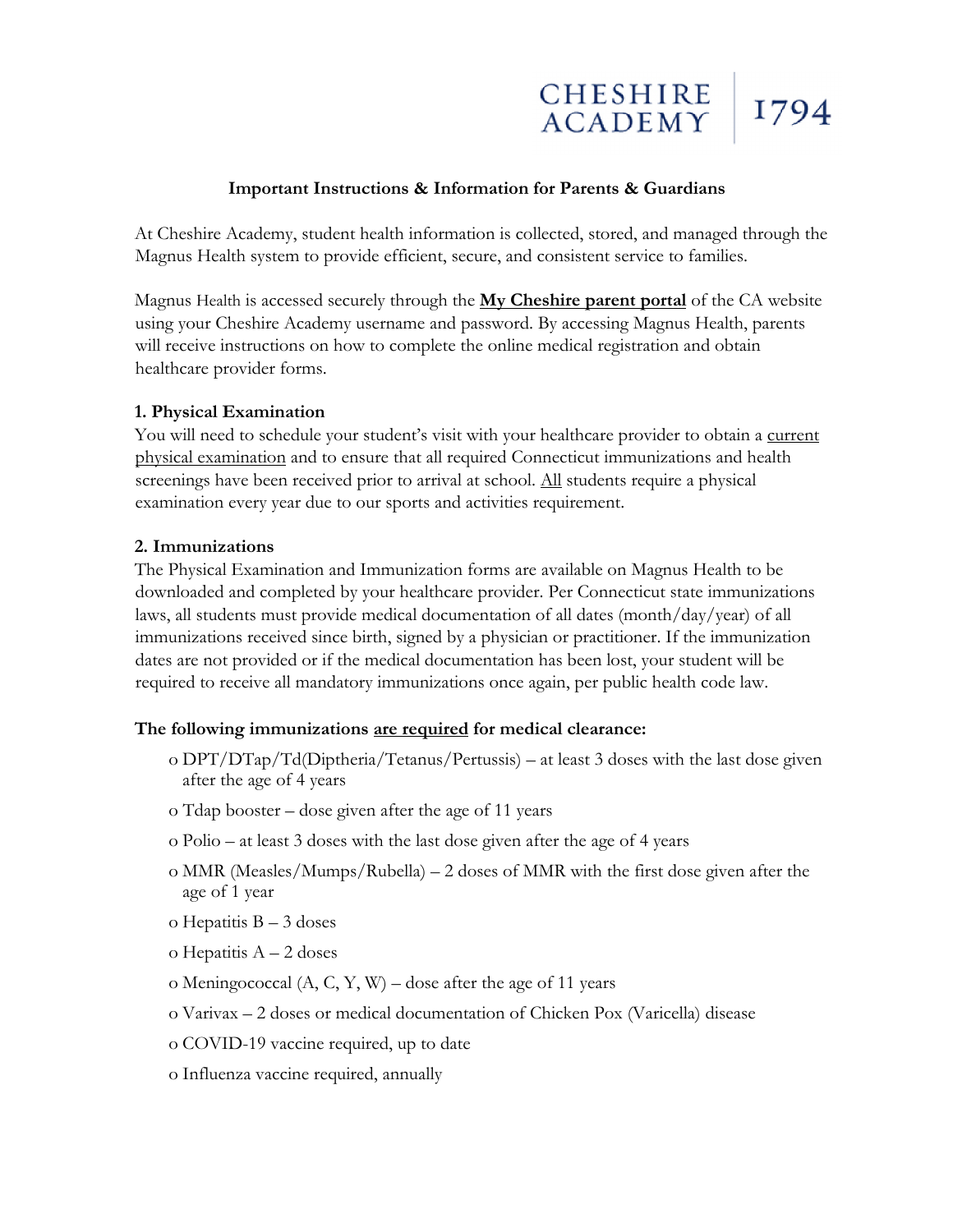CHESHIRE ACADEMY | 1794

### Important Instructions & Information for Parents & Guardians

At Cheshire Academy, student health information is collected, stored, and managed through the Magnus Health system to provide efficient, secure, and consistent service to families.

Magnus Health is accessed securely through the **My Cheshire parent portal** of the CA website using your Cheshire Academy username and password. By accessing Magnus Health, parents will receive instructions on how to complete the online medical registration and obtain healthcare provider forms.

**1. Physical Examination**

You will need to schedule your student's visit with your healthcare provider to obtain a current physical examination and to ensure that all required Connecticut immunizations and health screenings have been received prior to arrival at school. All students require a physical examination every year due to our sports and activities requirement.

**2. Immunizations**

The Physical Examination and Immunization forms are available on Magnus Health to be downloaded and completed by your healthcare provider. Per Connecticut state immunizations laws, all students must provide medical documentation of all dates (month/day/year) of all immunizations received since birth, signed by a physician or practitioner. If the immunization dates are not provided or if the medical documentation has been lost, your student will be required to receive all mandatory immunizations once again, per public health code law.

**The following immunizations are required for medical clearance:**

- DPT/DTap/Td(Diptheria/Tetanus/Pertussis) – at least 3 doses with the last dose given after the age of 4 years
- Tdap booster – dose given after the age of 11 years
- Polio – at least 3 doses with the last dose given after the age of 4 years
- MMR (Measles/Mumps/Rubella) – 2 doses of MMR with the first dose given after the age of 1 year
- Hepatitis B – 3 doses
- Hepatitis A – 2 doses
- Meningococcal (A, C, Y, W) – dose after the age of 11 years
- Varivax – 2 doses or medical documentation of Chicken Pox (Varicella) disease
- COVID-19 vaccine required, up to date
- Influenza vaccine required, annually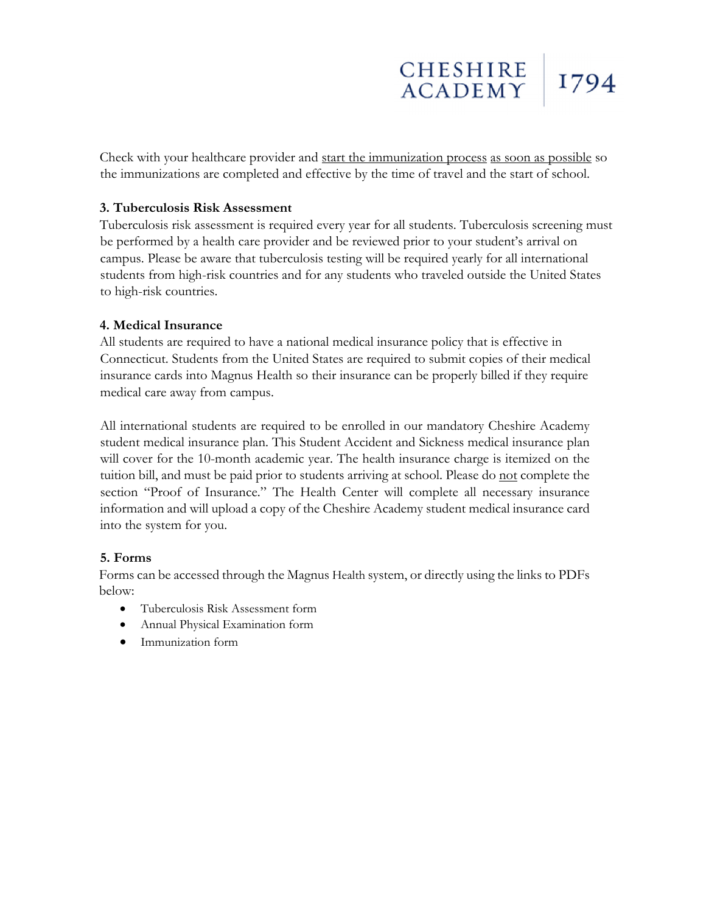Check with your healthcare provider and start the immunization process as soon as possible so the immunizations are completed and effective by the time of travel and the start of school.

### 3. Tuberculosis Risk Assessment

Tuberculosis risk assessment is required every year for all students. Tuberculosis screening must be performed by a health care provider and be reviewed prior to your student's arrival on campus. Please be aware that tuberculosis testing will be required yearly for all international students from high-risk countries and for any students who traveled outside the United States to high-risk countries.

### 4. Medical Insurance

All students are required to have a national medical insurance policy that is effective in Connecticut. Students from the United States are required to submit copies of their medical insurance cards into Magnus Health so their insurance can be properly billed if they require medical care away from campus.

All international students are required to be enrolled in our mandatory Cheshire Academy student medical insurance plan. This Student Accident and Sickness medical insurance plan will cover for the 10-month academic year. The health insurance charge is itemized on the tuition bill, and must be paid prior to students arriving at school. Please do not complete the section "Proof of Insurance." The Health Center will complete all necessary insurance information and will upload a copy of the Cheshire Academy student medical insurance card into the system for you.

### 5. Forms

Forms can be accessed through the Magnus Health system, or directly using the links to PDFs below:

- Tuberculosis Risk Assessment form
- Annual Physical Examination form
- Immunization form